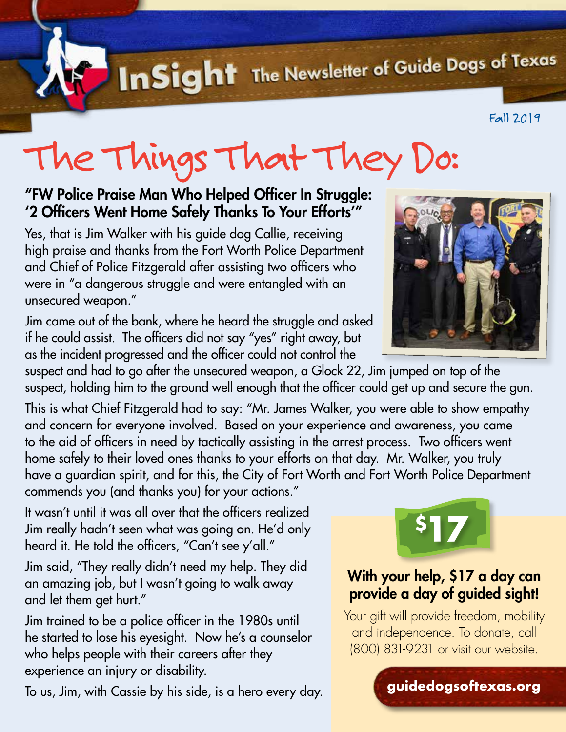# InSight The Newsletter of Guide Dogs of Texas

Fall 2019

# The Things That They Do:

## "FW Police Praise Man Who Helped Officer In Struggle: '2 Officers Went Home Safely Thanks To Your Efforts'"

Yes, that is Jim Walker with his guide dog Callie, receiving high praise and thanks from the Fort Worth Police Department and Chief of Police Fitzgerald after assisting two officers who were in "a dangerous struggle and were entangled with an unsecured weapon."

Jim came out of the bank, where he heard the struggle and asked if he could assist. The officers did not say "yes" right away, but as the incident progressed and the officer could not control the suspect and had to go after the unsecured weapon, a Glock 22, Jim jumped on top of the suspect, holding him to the ground well enough that the officer could get up and secure the gun.

This is what Chief Fitzgerald had to say: "Mr. James Walker, you were able to show empathy and concern for everyone involved. Based on your experience and awareness, you came to the aid of officers in need by tactically assisting in the arrest process. Two officers went home safely to their loved ones thanks to your efforts on that day. Mr. Walker, you truly have a guardian spirit, and for this, the City of Fort Worth and Fort Worth Police Department commends you (and thanks you) for your actions."

It wasn't until it was all over that the officers realized Jim really hadn't seen what was going on. He'd only heard it. He told the officers, "Can't see y'all."

Jim said, "They really didn't need my help. They did an amazing job, but I wasn't going to walk away and let them get hurt."

Jim trained to be a police officer in the 1980s until he started to lose his eyesight. Now he's a counselor who helps people with their careers after they experience an injury or disability.

To us, Jim, with Cassie by his side, is a hero every day.

---

$17

### With your help, $17 a day can provide a day of guided sight!

Your gift will provide freedom, mobility and independence. To donate, call (800) 831-9231 or visit our website.

**guidedogsoftexas.org**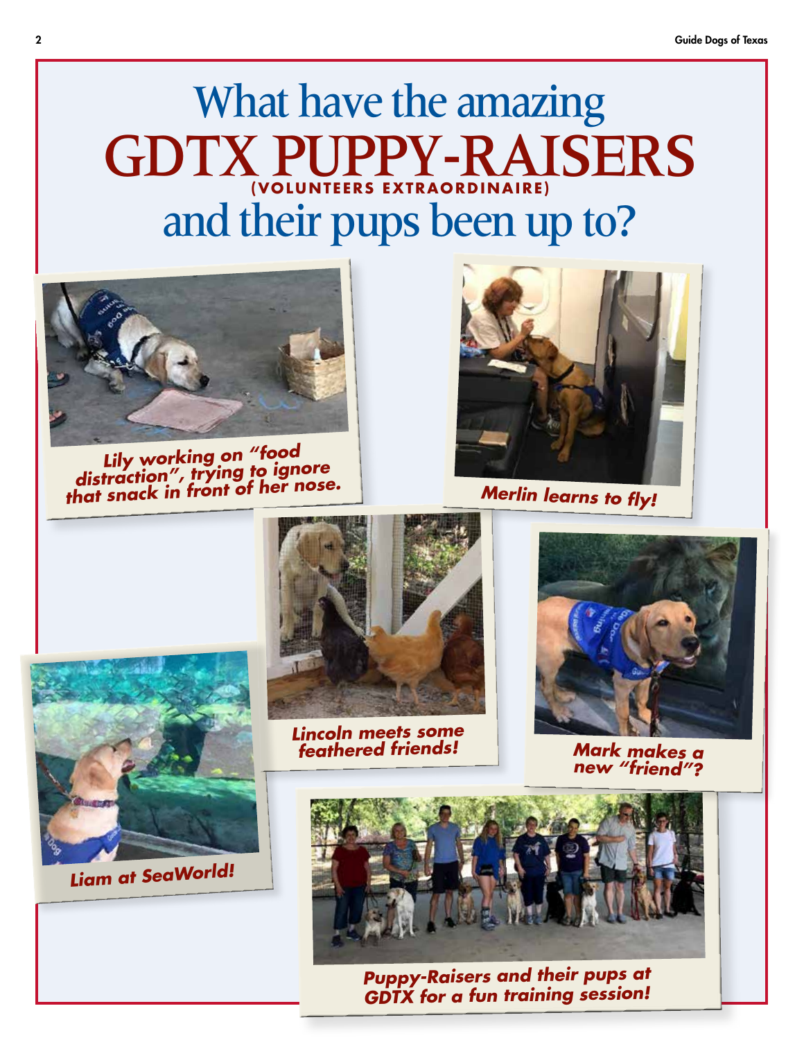# What have the amazing GDTX PUPPY-RAISERS (VOLUNTEERS EXTRAORDINAIRE) and their pups been up to?

*Lily working on "food distraction", trying to ignore that snack in front of her nose.*

*Merlin learns to fly!*

*Lincoln meets some feathered friends!*

*Mark makes a new "friend"?*

*Liam at SeaWorld!*

*Puppy-Raisers and their pups at GDTX for a fun training session!*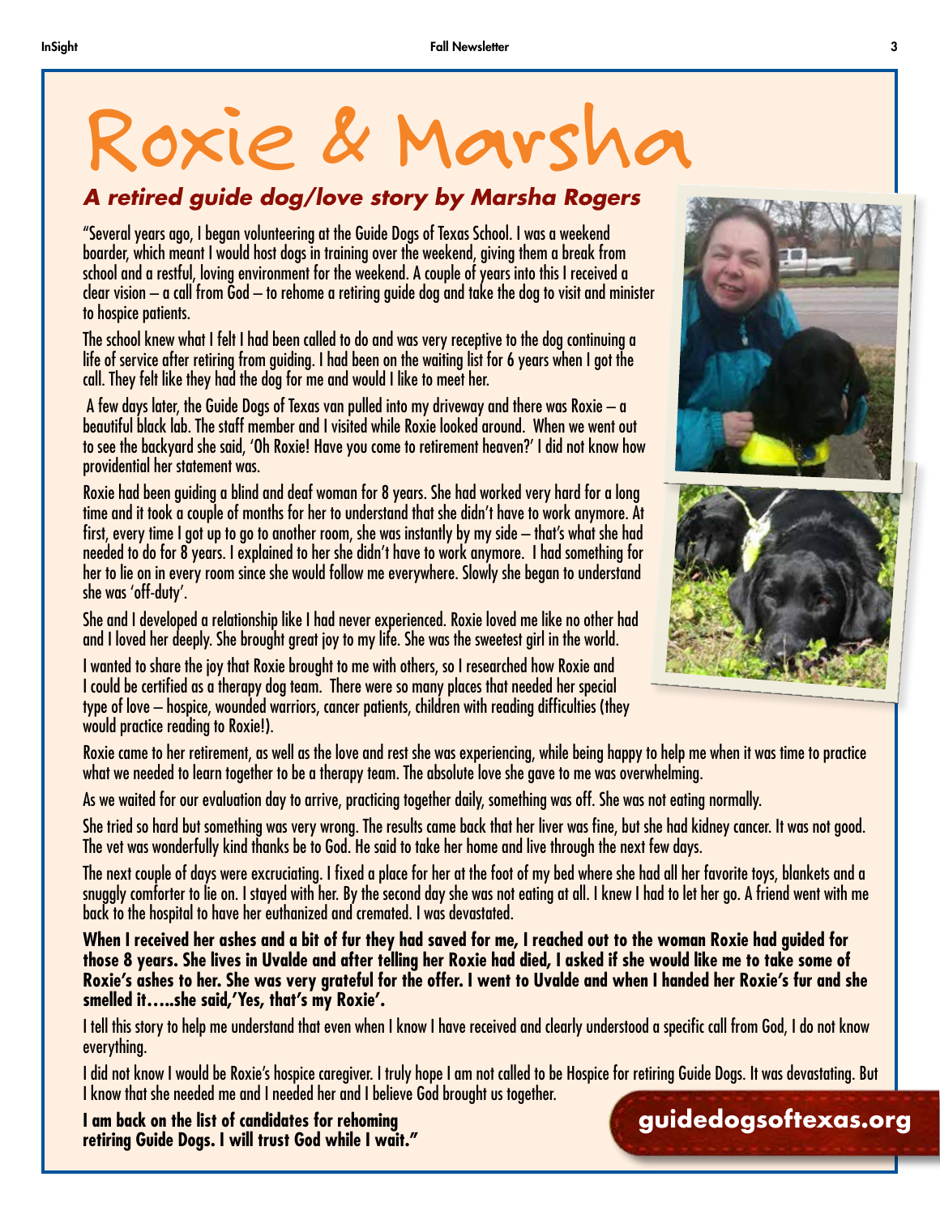# Roxie & Marsha

## *A retired guide dog/love story by Marsha Rogers*

"Several years ago, I began volunteering at the Guide Dogs of Texas School. I was a weekend boarder, which meant I would host dogs in training over the weekend, giving them a break from school and a restful, loving environment for the weekend. A couple of years into this I received a clear vision – a call from God – to rehome a retiring guide dog and take the dog to visit and minister to hospice patients.

The school knew what I felt I had been called to do and was very receptive to the dog continuing a life of service after retiring from guiding. I had been on the waiting list for 6 years when I got the call. They felt like they had the dog for me and would I like to meet her.

A few days later, the Guide Dogs of Texas van pulled into my driveway and there was Roxie – a beautiful black lab. The staff member and I visited while Roxie looked around. When we went out to see the backyard she said, 'Oh Roxie! Have you come to retirement heaven?' I did not know how providential her statement was.

Roxie had been guiding a blind and deaf woman for 8 years. She had worked very hard for a long time and it took a couple of months for her to understand that she didn't have to work anymore. At first, every time I got up to go to another room, she was instantly by my side – that's what she had needed to do for 8 years. I explained to her she didn't have to work anymore. I had something for her to lie on in every room since she would follow me everywhere. Slowly she began to understand she was 'off-duty'.

She and I developed a relationship like I had never experienced. Roxie loved me like no other had and I loved her deeply. She brought great joy to my life. She was the sweetest girl in the world.

I wanted to share the joy that Roxie brought to me with others, so I researched how Roxie and I could be certified as a therapy dog team. There were so many places that needed her special type of love – hospice, wounded warriors, cancer patients, children with reading difficulties (they would practice reading to Roxie!).

Roxie came to her retirement, as well as the love and rest she was experiencing, while being happy to help me when it was time to practice what we needed to learn together to be a therapy team. The absolute love she gave to me was overwhelming.

As we waited for our evaluation day to arrive, practicing together daily, something was off. She was not eating normally.

She tried so hard but something was very wrong. The results came back that her liver was fine, but she had kidney cancer. It was not good. The vet was wonderfully kind thanks be to God. He said to take her home and live through the next few days.

The next couple of days were excruciating. I fixed a place for her at the foot of my bed where she had all her favorite toys, blankets and a snuggly comforter to lie on. I stayed with her. By the second day she was not eating at all. I knew I had to let her go. A friend went with me back to the hospital to have her euthanized and cremated. I was devastated.

**When I received her ashes and a bit of fur they had saved for me, I reached out to the woman Roxie had guided for those 8 years. She lives in Uvalde and after telling her Roxie had died, I asked if she would like me to take some of Roxie's ashes to her. She was very grateful for the offer. I went to Uvalde and when I handed her Roxie's fur and she smelled it…..she said,'Yes, that's my Roxie'.**

I tell this story to help me understand that even when I know I have received and clearly understood a specific call from God, I do not know everything.

I did not know I would be Roxie's hospice caregiver. I truly hope I am not called to be Hospice for retiring Guide Dogs. It was devastating. But I know that she needed me and I needed her and I believe God brought us together.

**I am back on the list of candidates for rehoming retiring Guide Dogs. I will trust God while I wait."**

**guidedogsoftexas.org**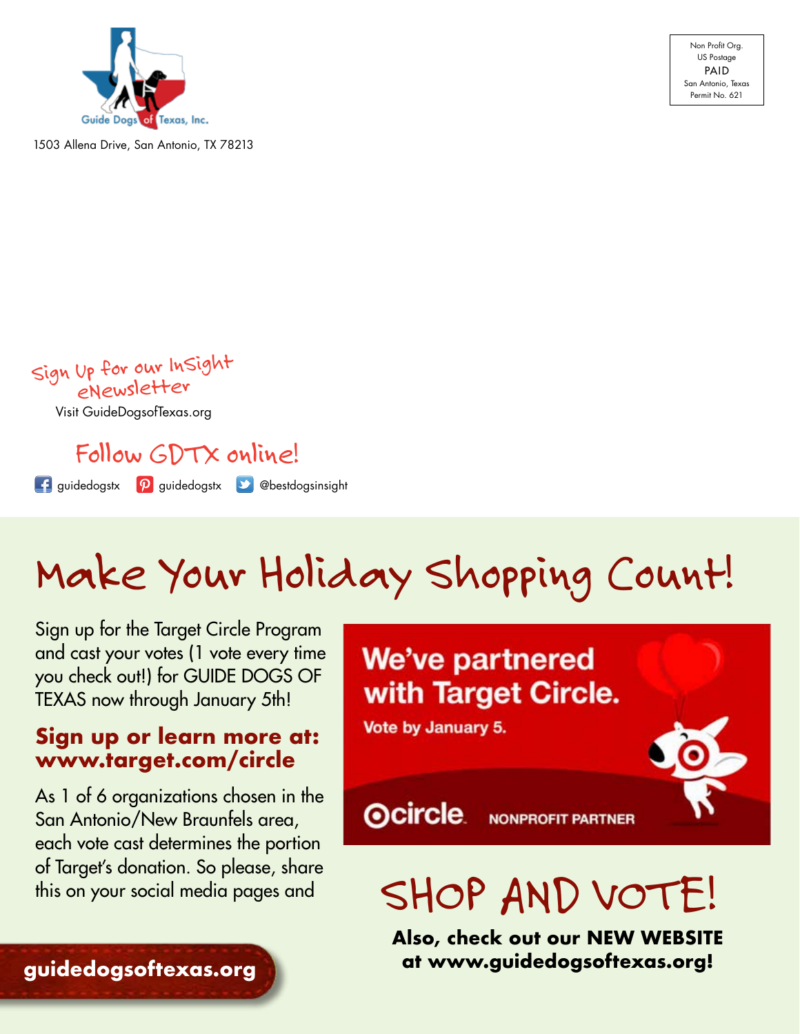Guide Dogs of Texas, Inc.

1503 Allena Drive, San Antonio, TX 78213

Non Profit Org.
US Postage
PAID
San Antonio, Texas
Permit No. 621

Sign Up for our InSight eNewsletter

Visit GuideDogsofTexas.org

Follow GDTX online!

guidedogstx guidedogstx @bestdogsinsight

# Make Your Holiday Shopping Count!

Sign up for the Target Circle Program and cast your votes (1 vote every time you check out!) for GUIDE DOGS OF TEXAS now through January 5th!

**Sign up or learn more at: www.target.com/circle**

As 1 of 6 organizations chosen in the San Antonio/New Braunfels area, each vote cast determines the portion of Target's donation. So please, share this on your social media pages and

We've partnered with Target Circle.

Vote by January 5.

circle NONPROFIT PARTNER

## SHOP AND VOTE!

**Also, check out our NEW WEBSITE at www.guidedogsoftexas.org!**

**guidedogsoftexas.org**